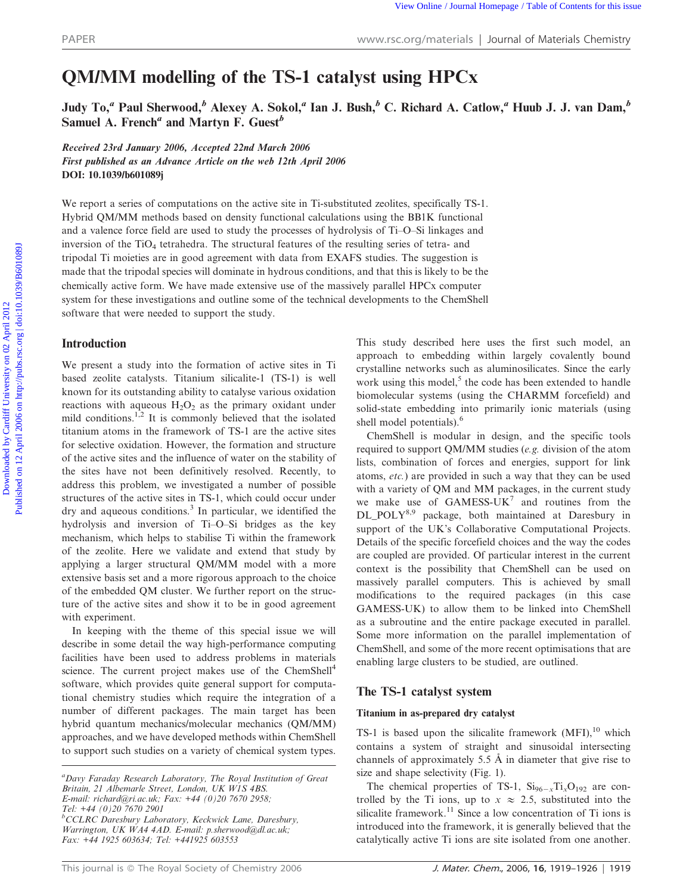# QM/MM modelling of the TS-1 catalyst using HPCx

Judy To,[a] Paul Sherwood,[b] Alexey A. Sokol,[a] Ian J. Bush,[b] C. Richard A. Catlow,[a] Huub J. J. van Dam,[b] Samuel A. French[a] and Martyn F. Guest[b]

*Received 23rd January 2006, Accepted 22nd March 2006*
*First published as an Advance Article on the web 12th April 2006*
**DOI: 10.1039/b601089j**

We report a series of computations on the active site in Ti-substituted zeolites, specifically TS-1. Hybrid QM/MM methods based on density functional calculations using the BB1K functional and a valence force field are used to study the processes of hydrolysis of Ti–O–Si linkages and inversion of the $TiO_4$ tetrahedra. The structural features of the resulting series of tetra- and tripodal Ti moieties are in good agreement with data from EXAFS studies. The suggestion is made that the tripodal species will dominate in hydrous conditions, and that this is likely to be the chemically active form. We have made extensive use of the massively parallel HPCx computer system for these investigations and outline some of the technical developments to the ChemShell software that were needed to support the study.

## Introduction

We present a study into the formation of active sites in Ti based zeolite catalysts. Titanium silicalite-1 (TS-1) is well known for its outstanding ability to catalyse various oxidation reactions with aqueous $H_2O_2$ as the primary oxidant under mild conditions.[1,2] It is commonly believed that the isolated titanium atoms in the framework of TS-1 are the active sites for selective oxidation. However, the formation and structure of the active sites and the influence of water on the stability of the sites have not been definitively resolved. Recently, to address this problem, we investigated a number of possible structures of the active sites in TS-1, which could occur under dry and aqueous conditions.[3] In particular, we identified the hydrolysis and inversion of Ti–O–Si bridges as the key mechanism, which helps to stabilise Ti within the framework of the zeolite. Here we validate and extend that study by applying a larger structural QM/MM model with a more extensive basis set and a more rigorous approach to the choice of the embedded QM cluster. We further report on the structure of the active sites and show it to be in good agreement with experiment.

In keeping with the theme of this special issue we will describe in some detail the way high-performance computing facilities have been used to address problems in materials science. The current project makes use of the ChemShell[4] software, which provides quite general support for computational chemistry studies which require the integration of a number of different packages. The main target has been hybrid quantum mechanics/molecular mechanics (QM/MM) approaches, and we have developed methods within ChemShell to support such studies on a variety of chemical system types. This study described here uses the first such model, an approach to embedding within largely covalently bound crystalline networks such as aluminosilicates. Since the early work using this model,[5] the code has been extended to handle biomolecular systems (using the CHARMM forcefield) and solid-state embedding into primarily ionic materials (using shell model potentials).[6]

ChemShell is modular in design, and the specific tools required to support QM/MM studies (*e.g.* division of the atom lists, combination of forces and energies, support for link atoms, *etc.*) are provided in such a way that they can be used with a variety of QM and MM packages, in the current study we make use of GAMESS-UK[7] and routines from the DL_POLY[8,9] package, both maintained at Daresbury in support of the UK's Collaborative Computational Projects. Details of the specific forcefield choices and the way the codes are coupled are provided. Of particular interest in the current context is the possibility that ChemShell can be used on massively parallel computers. This is achieved by small modifications to the required packages (in this case GAMESS-UK) to allow them to be linked into ChemShell as a subroutine and the entire package executed in parallel. Some more information on the parallel implementation of ChemShell, and some of the more recent optimisations that are enabling large clusters to be studied, are outlined.

## The TS-1 catalyst system

### Titanium in as-prepared dry catalyst

TS-1 is based upon the silicalite framework (MFI),[10] which contains a system of straight and sinusoidal intersecting channels of approximately 5.5 Å in diameter that give rise to size and shape selectivity (Fig. 1).

The chemical properties of TS-1, $Si_{96-x}Ti_xO_{192}$ are controlled by the Ti ions, up to $x \approx 2.5$, substituted into the silicalite framework.[11] Since a low concentration of Ti ions is introduced into the framework, it is generally believed that the catalytically active Ti ions are site isolated from one another.

[a]Davy Faraday Research Laboratory, The Royal Institution of Great Britain, 21 Albemarle Street, London, UK W1S 4BS. E-mail: richard@ri.ac.uk; Fax: +44 (0)20 7670 2958; Tel: +44 (0)20 7670 2901
[b]CCLRC Daresbury Laboratory, Keckwick Lane, Daresbury, Warrington, UK WA4 4AD. E-mail: p.sherwood@dl.ac.uk; Fax: +44 1925 603634; Tel: +441925 603553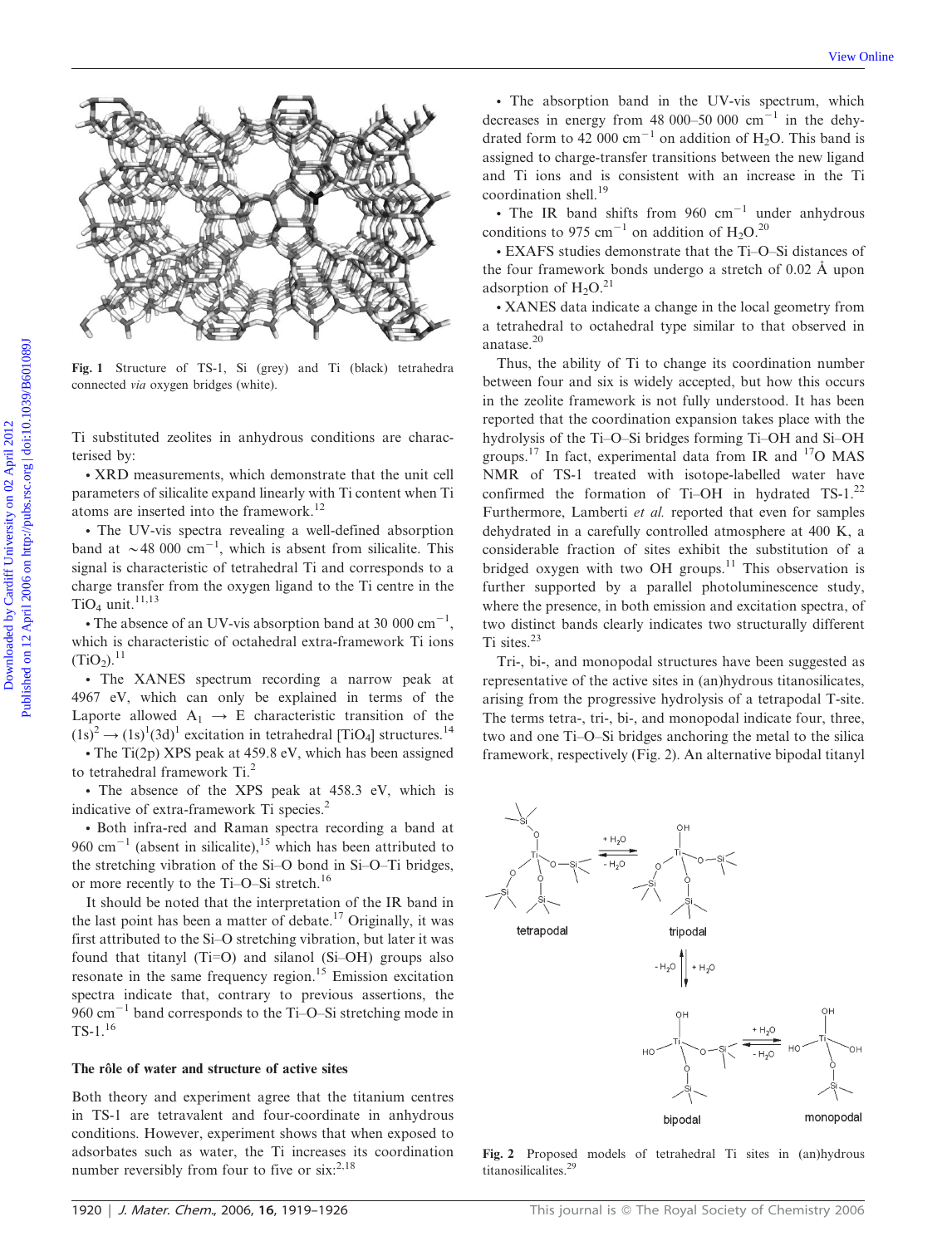Fig. 1 Structure of TS-1, Si (grey) and Ti (black) tetrahedra connected *via* oxygen bridges (white).

Ti substituted zeolites in anhydrous conditions are characterised by:

• XRD measurements, which demonstrate that the unit cell parameters of silicalite expand linearly with Ti content when Ti atoms are inserted into the framework.[12]

• The UV-vis spectra revealing a well-defined absorption band at ~48 000 $cm^{-1}$, which is absent from silicalite. This signal is characteristic of tetrahedral Ti and corresponds to a charge transfer from the oxygen ligand to the Ti centre in the $TiO_4$ unit.[11,13]

• The absence of an UV-vis absorption band at 30 000 $cm^{-1}$, which is characteristic of octahedral extra-framework Ti ions ($TiO_2$).[11]

• The XANES spectrum recording a narrow peak at 4967 eV, which can only be explained in terms of the Laporte allowed $A_1 \rightarrow E$ characteristic transition of the $(1s)^2 \rightarrow (1s)^1(3d)^1$ excitation in tetrahedral $[TiO_4]$ structures.[14]

• The Ti(2p) XPS peak at 459.8 eV, which has been assigned to tetrahedral framework Ti.[2]

• The absence of the XPS peak at 458.3 eV, which is indicative of extra-framework Ti species.[2]

• Both infra-red and Raman spectra recording a band at 960 $cm^{-1}$ (absent in silicalite),[15] which has been attributed to the stretching vibration of the Si–O bond in Si–O–Ti bridges, or more recently to the Ti–O–Si stretch.[16]

It should be noted that the interpretation of the IR band in the last point has been a matter of debate.[17] Originally, it was first attributed to the Si–O stretching vibration, but later it was found that titanyl (Ti=O) and silanol (Si–OH) groups also resonate in the same frequency region.[15] Emission excitation spectra indicate that, contrary to previous assertions, the 960 $cm^{-1}$ band corresponds to the Ti–O–Si stretching mode in TS-1.[16]

### The rôle of water and structure of active sites

Both theory and experiment agree that the titanium centres in TS-1 are tetravalent and four-coordinate in anhydrous conditions. However, experiment shows that when exposed to adsorbates such as water, the Ti increases its coordination number reversibly from four to five or six:[2,18]

• The absorption band in the UV-vis spectrum, which decreases in energy from 48 000–50 000 $cm^{-1}$ in the dehydrated form to 42 000 $cm^{-1}$ on addition of $H_2O$. This band is assigned to charge-transfer transitions between the new ligand and Ti ions and is consistent with an increase in the Ti coordination shell.[19]

• The IR band shifts from 960 $cm^{-1}$ under anhydrous conditions to 975 $cm^{-1}$ on addition of $H_2O$.[20]

• EXAFS studies demonstrate that the Ti–O–Si distances of the four framework bonds undergo a stretch of 0.02 Å upon adsorption of $H_2O$.[21]

• XANES data indicate a change in the local geometry from a tetrahedral to octahedral type similar to that observed in anatase.[20]

Thus, the ability of Ti to change its coordination number between four and six is widely accepted, but how this occurs in the zeolite framework is not fully understood. It has been reported that the coordination expansion takes place with the hydrolysis of the Ti–O–Si bridges forming Ti–OH and Si–OH groups.[17] In fact, experimental data from IR and $^{17}O$ MAS NMR of TS-1 treated with isotope-labelled water have confirmed the formation of Ti–OH in hydrated TS-1.[22] Furthermore, Lamberti *et al.* reported that even for samples dehydrated in a carefully controlled atmosphere at 400 K, a considerable fraction of sites exhibit the substitution of a bridged oxygen with two OH groups.[11] This observation is further supported by a parallel photoluminescence study, where the presence, in both emission and excitation spectra, of two distinct bands clearly indicates two structurally different Ti sites.[23]

Tri-, bi-, and monopodal structures have been suggested as representative of the active sites in (an)hydrous titanosilicates, arising from the progressive hydrolysis of a tetrapodal T-site. The terms tetra-, tri-, bi-, and monopodal indicate four, three, two and one Ti–O–Si bridges anchoring the metal to the silica framework, respectively (Fig. 2). An alternative bipodal titanyl

Fig. 2 Proposed models of tetrahedral Ti sites in (an)hydrous titanosilicalites.[29]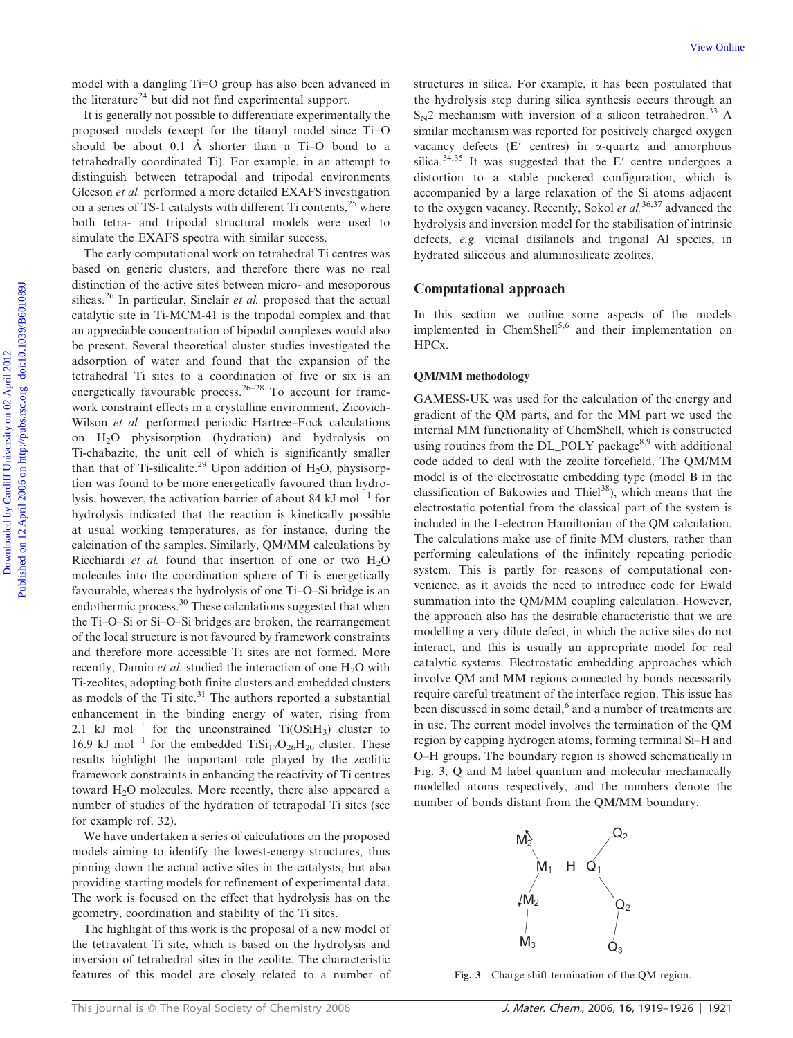model with a dangling Ti=O group has also been advanced in the literature[24] but did not find experimental support.

It is generally not possible to differentiate experimentally the proposed models (except for the titanyl model since Ti=O should be about 0.1 Å shorter than a Ti–O bond to a tetrahedrally coordinated Ti). For example, in an attempt to distinguish between tetrapodal and tripodal environments Gleeson *et al.* performed a more detailed EXAFS investigation on a series of TS-1 catalysts with different Ti contents,[25] where both tetra- and tripodal structural models were used to simulate the EXAFS spectra with similar success.

The early computational work on tetrahedral Ti centres was based on generic clusters, and therefore there was no real distinction of the active sites between micro- and mesoporous silicas.[26] In particular, Sinclair *et al.* proposed that the actual catalytic site in Ti-MCM-41 is the tripodal complex and that an appreciable concentration of bipodal complexes would also be present. Several theoretical cluster studies investigated the adsorption of water and found that the expansion of the tetrahedral Ti sites to a coordination of five or six is an energetically favourable process.[26–28] To account for framework constraint effects in a crystalline environment, Zicovich-Wilson *et al.* performed periodic Hartree–Fock calculations on $H_2O$ physisorption (hydration) and hydrolysis on Ti-chabazite, the unit cell of which is significantly smaller than that of Ti-silicalite.[29] Upon addition of $H_2O$, physisorption was found to be more energetically favoured than hydrolysis, however, the activation barrier of about 84 kJ mol$^{-1}$ for hydrolysis indicated that the reaction is kinetically possible at usual working temperatures, as for instance, during the calcination of the samples. Similarly, QM/MM calculations by Ricchiardi *et al.* found that insertion of one or two $H_2O$ molecules into the coordination sphere of Ti is energetically favourable, whereas the hydrolysis of one Ti–O–Si bridge is an endothermic process.[30] These calculations suggested that when the Ti–O–Si or Si–O–Si bridges are broken, the rearrangement of the local structure is not favoured by framework constraints and therefore more accessible Ti sites are not formed. More recently, Damin *et al.* studied the interaction of one $H_2O$ with Ti-zeolites, adopting both finite clusters and embedded clusters as models of the Ti site.[31] The authors reported a substantial enhancement in the binding energy of water, rising from 2.1 kJ mol$^{-1}$ for the unconstrained $Ti(OSiH_3)$ cluster to 16.9 kJ mol$^{-1}$ for the embedded $TiSi_{17}O_{26}H_{20}$ cluster. These results highlight the important role played by the zeolitic framework constraints in enhancing the reactivity of Ti centres toward $H_2O$ molecules. More recently, there also appeared a number of studies of the hydration of tetrapodal Ti sites (see for example ref. 32).

We have undertaken a series of calculations on the proposed models aiming to identify the lowest-energy structures, thus pinning down the actual active sites in the catalysts, but also providing starting models for refinement of experimental data. The work is focused on the effect that hydrolysis has on the geometry, coordination and stability of the Ti sites.

The highlight of this work is the proposal of a new model of the tetravalent Ti site, which is based on the hydrolysis and inversion of tetrahedral sites in the zeolite. The characteristic features of this model are closely related to a number of structures in silica. For example, it has been postulated that the hydrolysis step during silica synthesis occurs through an $S_N2$ mechanism with inversion of a silicon tetrahedron.[33] A similar mechanism was reported for positively charged oxygen vacancy defects (E′ centres) in α-quartz and amorphous silica.[34,35] It was suggested that the E′ centre undergoes a distortion to a stable puckered configuration, which is accompanied by a large relaxation of the Si atoms adjacent to the oxygen vacancy. Recently, Sokol *et al.*[36,37] advanced the hydrolysis and inversion model for the stabilisation of intrinsic defects, *e.g.* vicinal disilanols and trigonal Al species, in hydrated siliceous and aluminosilicate zeolites.

## Computational approach

In this section we outline some aspects of the models implemented in ChemShell[5,6] and their implementation on HPCx.

### QM/MM methodology

GAMESS-UK was used for the calculation of the energy and gradient of the QM parts, and for the MM part we used the internal MM functionality of ChemShell, which is constructed using routines from the DL_POLY package[8,9] with additional code added to deal with the zeolite forcefield. The QM/MM model is of the electrostatic embedding type (model B in the classification of Bakowies and Thiel[38]), which means that the electrostatic potential from the classical part of the system is included in the 1-electron Hamiltonian of the QM calculation. The calculations make use of finite MM clusters, rather than performing calculations of the infinitely repeating periodic system. This is partly for reasons of computational convenience, as it avoids the need to introduce code for Ewald summation into the QM/MM coupling calculation. However, the approach also has the desirable characteristic that we are modelling a very dilute defect, in which the active sites do not interact, and this is usually an appropriate model for real catalytic systems. Electrostatic embedding approaches which involve QM and MM regions connected by bonds necessarily require careful treatment of the interface region. This issue has been discussed in some detail,[6] and a number of treatments are in use. The current model involves the termination of the QM region by capping hydrogen atoms, forming terminal Si–H and O–H groups. The boundary region is showed schematically in Fig. 3, Q and M label quantum and molecular mechanically modelled atoms respectively, and the numbers denote the number of bonds distant from the QM/MM boundary.

**Fig. 3** Charge shift termination of the QM region.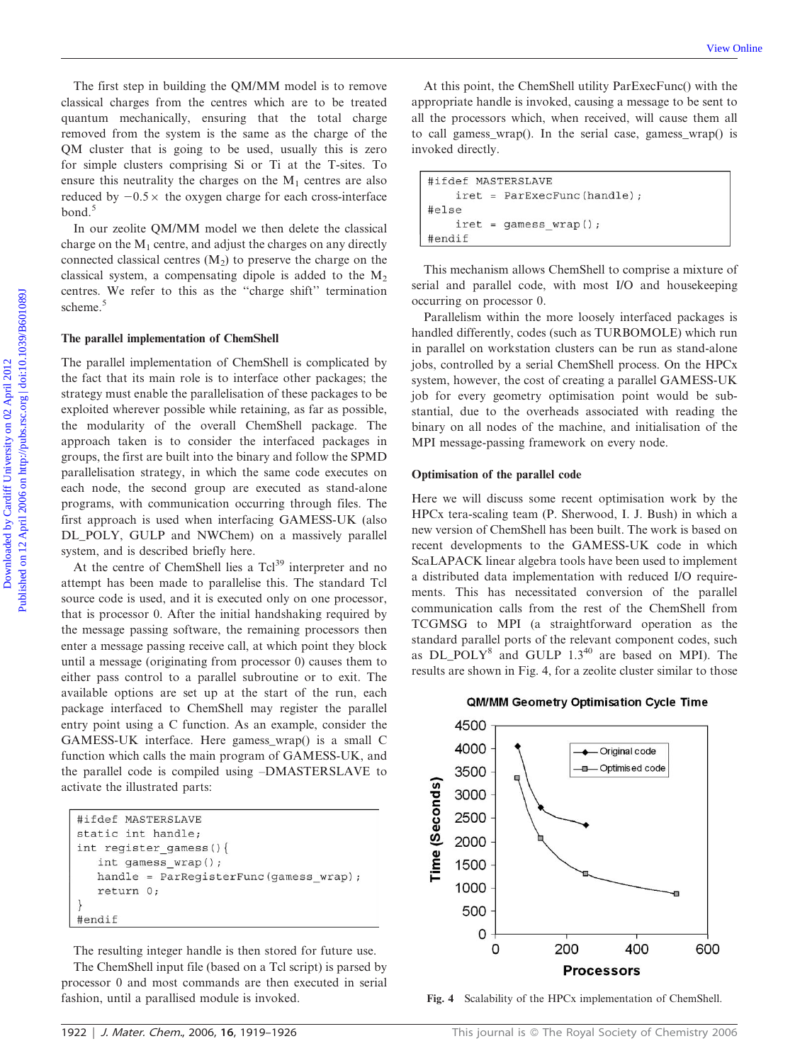The first step in building the QM/MM model is to remove classical charges from the centres which are to be treated quantum mechanically, ensuring that the total charge removed from the system is the same as the charge of the QM cluster that is going to be used, usually this is zero for simple clusters comprising Si or Ti at the T-sites. To ensure this neutrality the charges on the $M_1$ centres are also reduced by $-0.5\times$ the oxygen charge for each cross-interface bond.[5]

In our zeolite QM/MM model we then delete the classical charge on the $M_1$ centre, and adjust the charges on any directly connected classical centres ($M_2$) to preserve the charge on the classical system, a compensating dipole is added to the $M_2$ centres. We refer to this as the "charge shift" termination scheme.[5]

### The parallel implementation of ChemShell

The parallel implementation of ChemShell is complicated by the fact that its main role is to interface other packages; the strategy must enable the parallelisation of these packages to be exploited wherever possible while retaining, as far as possible, the modularity of the overall ChemShell package. The approach taken is to consider the interfaced packages in groups, the first are built into the binary and follow the SPMD parallelisation strategy, in which the same code executes on each node, the second group are executed as stand-alone programs, with communication occurring through files. The first approach is used when interfacing GAMESS-UK (also DL_POLY, GULP and NWChem) on a massively parallel system, and is described briefly here.

At the centre of ChemShell lies a Tcl[39] interpreter and no attempt has been made to parallelise this. The standard Tcl source code is used, and it is executed only on one processor, that is processor 0. After the initial handshaking required by the message passing software, the remaining processors then enter a message passing receive call, at which point they block until a message (originating from processor 0) causes them to either pass control to a parallel subroutine or to exit. The available options are set up at the start of the run, each package interfaced to ChemShell may register the parallel entry point using a C function. As an example, consider the GAMESS-UK interface. Here gamess_wrap() is a small C function which calls the main program of GAMESS-UK, and the parallel code is compiled using –DMASTERSLAVE to activate the illustrated parts:

```
#ifdef MASTERSLAVE
static int handle;
int register_gamess(){
   int gamess_wrap();
   handle = ParRegisterFunc(gamess_wrap);
   return 0;
}
#endif
```

The resulting integer handle is then stored for future use.

The ChemShell input file (based on a Tcl script) is parsed by processor 0 and most commands are then executed in serial fashion, until a parallised module is invoked.

At this point, the ChemShell utility ParExecFunc() with the appropriate handle is invoked, causing a message to be sent to all the processors which, when received, will cause them all to call gamess_wrap(). In the serial case, gamess_wrap() is invoked directly.

```
#ifdef MASTERSLAVE
     iret = ParExecFunc(handle);
#else
     iret = gamess_wrap();
#endif
```

This mechanism allows ChemShell to comprise a mixture of serial and parallel code, with most I/O and housekeeping occurring on processor 0.

Parallelism within the more loosely interfaced packages is handled differently, codes (such as TURBOMOLE) which run in parallel on workstation clusters can be run as stand-alone jobs, controlled by a serial ChemShell process. On the HPCx system, however, the cost of creating a parallel GAMESS-UK job for every geometry optimisation point would be substantial, due to the overheads associated with reading the binary on all nodes of the machine, and initialisation of the MPI message-passing framework on every node.

### Optimisation of the parallel code

Here we will discuss some recent optimisation work by the HPCx tera-scaling team (P. Sherwood, I. J. Bush) in which a new version of ChemShell has been built. The work is based on recent developments to the GAMESS-UK code in which ScaLAPACK linear algebra tools have been used to implement a distributed data implementation with reduced I/O requirements. This has necessitated conversion of the parallel communication calls from the rest of the ChemShell from TCGMSG to MPI (a straightforward operation as the standard parallel ports of the relevant component codes, such as DL_POLY[8] and GULP 1.3[40] are based on MPI). The results are shown in Fig. 4, for a zeolite cluster similar to those

Fig. 4 Scalability of the HPCx implementation of ChemShell.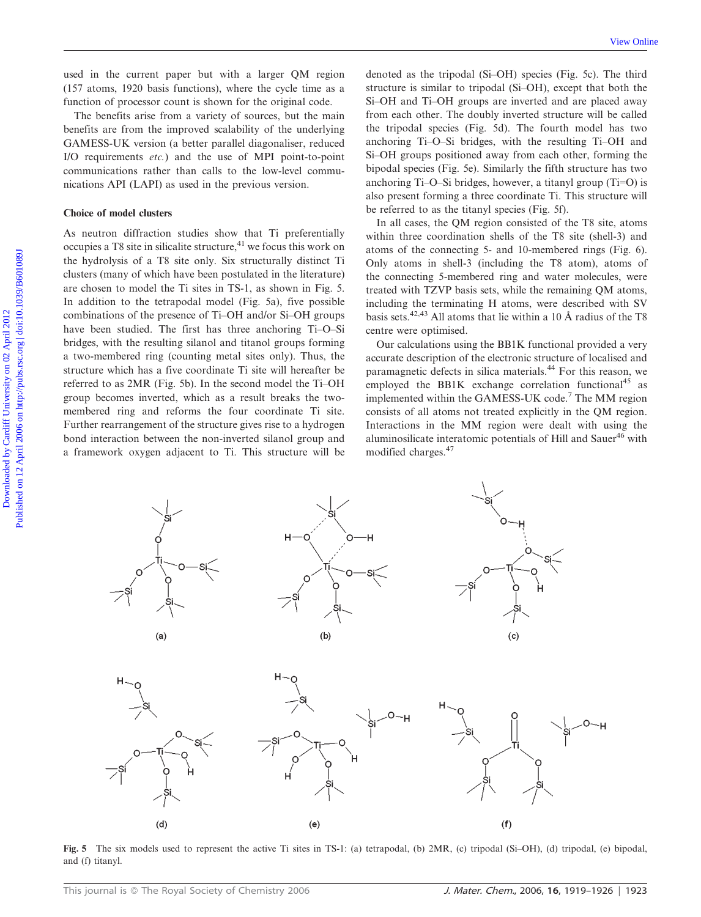used in the current paper but with a larger QM region (157 atoms, 1920 basis functions), where the cycle time as a function of processor count is shown for the original code.

The benefits arise from a variety of sources, but the main benefits are from the improved scalability of the underlying GAMESS-UK version (a better parallel diagonaliser, reduced I/O requirements *etc.*) and the use of MPI point-to-point communications rather than calls to the low-level communications API (LAPI) as used in the previous version.

### Choice of model clusters

As neutron diffraction studies show that Ti preferentially occupies a T8 site in silicalite structure,[41] we focus this work on the hydrolysis of a T8 site only. Six structurally distinct Ti clusters (many of which have been postulated in the literature) are chosen to model the Ti sites in TS-1, as shown in Fig. 5. In addition to the tetrapodal model (Fig. 5a), five possible combinations of the presence of Ti–OH and/or Si–OH groups have been studied. The first has three anchoring Ti–O–Si bridges, with the resulting silanol and titanol groups forming a two-membered ring (counting metal sites only). Thus, the structure which has a five coordinate Ti site will hereafter be referred to as 2MR (Fig. 5b). In the second model the Ti–OH group becomes inverted, which as a result breaks the two-membered ring and reforms the four coordinate Ti site. Further rearrangement of the structure gives rise to a hydrogen bond interaction between the non-inverted silanol group and a framework oxygen adjacent to Ti. This structure will be denoted as the tripodal (Si–OH) species (Fig. 5c). The third structure is similar to tripodal (Si–OH), except that both the Si–OH and Ti–OH groups are inverted and are placed away from each other. The doubly inverted structure will be called the tripodal species (Fig. 5d). The fourth model has two anchoring Ti–O–Si bridges, with the resulting Ti–OH and Si–OH groups positioned away from each other, forming the bipodal species (Fig. 5e). Similarly the fifth structure has two anchoring Ti–O–Si bridges, however, a titanyl group (Ti=O) is also present forming a three coordinate Ti. This structure will be referred to as the titanyl species (Fig. 5f).

In all cases, the QM region consisted of the T8 site, atoms within three coordination shells of the T8 site (shell-3) and atoms of the connecting 5- and 10-membered rings (Fig. 6). Only atoms in shell-3 (including the T8 atom), atoms of the connecting 5-membered ring and water molecules, were treated with TZVP basis sets, while the remaining QM atoms, including the terminating H atoms, were described with SV basis sets.[42,43] All atoms that lie within a 10 Å radius of the T8 centre were optimised.

Our calculations using the BB1K functional provided a very accurate description of the electronic structure of localised and paramagnetic defects in silica materials.[44] For this reason, we employed the BB1K exchange correlation functional[45] as implemented within the GAMESS-UK code.[7] The MM region consists of all atoms not treated explicitly in the QM region. Interactions in the MM region were dealt with using the aluminosilicate interatomic potentials of Hill and Sauer[46] with modified charges.[47]

**Fig. 5** The six models used to represent the active Ti sites in TS-1: (a) tetrapodal, (b) 2MR, (c) tripodal (Si–OH), (d) tripodal, (e) bipodal, and (f) titanyl.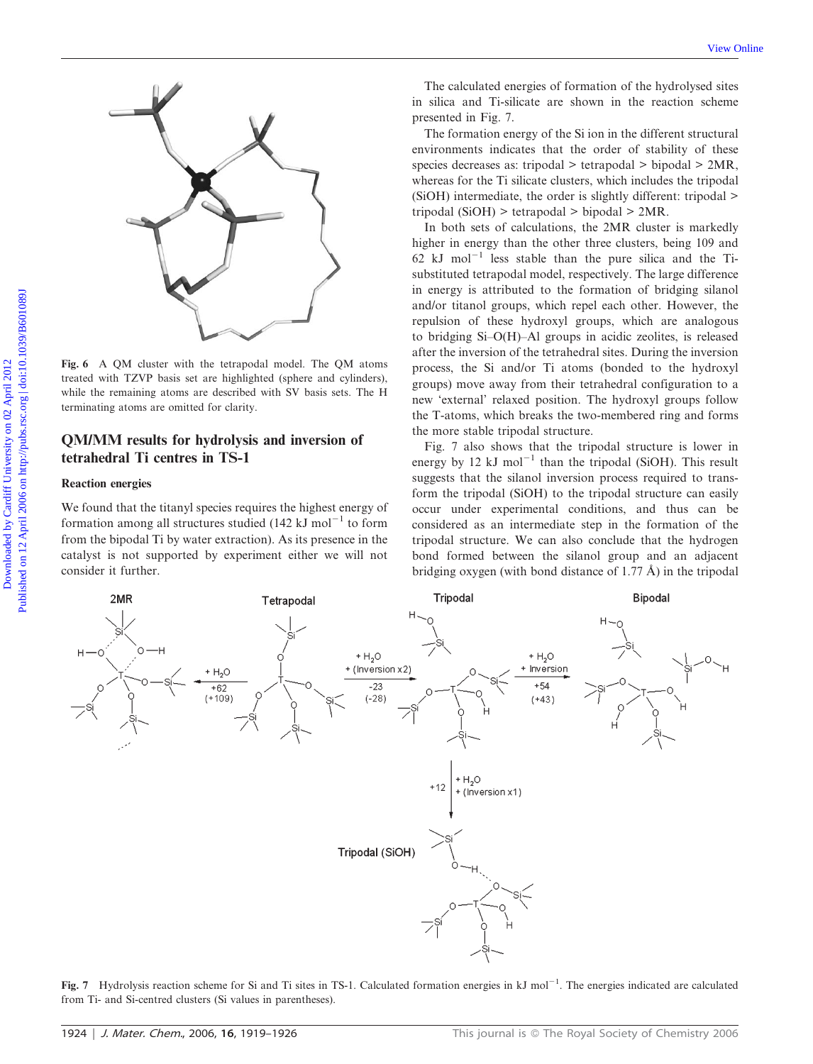Fig. 6 A QM cluster with the tetrapodal model. The QM atoms treated with TZVP basis set are highlighted (sphere and cylinders), while the remaining atoms are described with SV basis sets. The H terminating atoms are omitted for clarity.

## QM/MM results for hydrolysis and inversion of tetrahedral Ti centres in TS-1

### Reaction energies

We found that the titanyl species requires the highest energy of formation among all structures studied (142 kJ $mol^{-1}$ to form from the bipodal Ti by water extraction). As its presence in the catalyst is not supported by experiment either we will not consider it further.

The calculated energies of formation of the hydrolysed sites in silica and Ti-silicate are shown in the reaction scheme presented in Fig. 7.

The formation energy of the Si ion in the different structural environments indicates that the order of stability of these species decreases as: tripodal > tetrapodal > bipodal > 2MR, whereas for the Ti silicate clusters, which includes the tripodal (SiOH) intermediate, the order is slightly different: tripodal > tripodal (SiOH) > tetrapodal > bipodal > 2MR.

In both sets of calculations, the 2MR cluster is markedly higher in energy than the other three clusters, being 109 and 62 kJ $mol^{-1}$ less stable than the pure silica and the Ti-substituted tetrapodal model, respectively. The large difference in energy is attributed to the formation of bridging silanol and/or titanol groups, which repel each other. However, the repulsion of these hydroxyl groups, which are analogous to bridging Si–O(H)–Al groups in acidic zeolites, is released after the inversion of the tetrahedral sites. During the inversion process, the Si and/or Ti atoms (bonded to the hydroxyl groups) move away from their tetrahedral configuration to a new 'external' relaxed position. The hydroxyl groups follow the T-atoms, which breaks the two-membered ring and forms the more stable tripodal structure.

Fig. 7 also shows that the tripodal structure is lower in energy by 12 kJ $mol^{-1}$ than the tripodal (SiOH). This result suggests that the silanol inversion process required to transform the tripodal (SiOH) to the tripodal structure can easily occur under experimental conditions, and thus can be considered as an intermediate step in the formation of the tripodal structure. We can also conclude that the hydrogen bond formed between the silanol group and an adjacent bridging oxygen (with bond distance of 1.77 Å) in the tripodal

Fig. 7 Hydrolysis reaction scheme for Si and Ti sites in TS-1. Calculated formation energies in kJ $mol^{-1}$. The energies indicated are calculated from Ti- and Si-centred clusters (Si values in parentheses).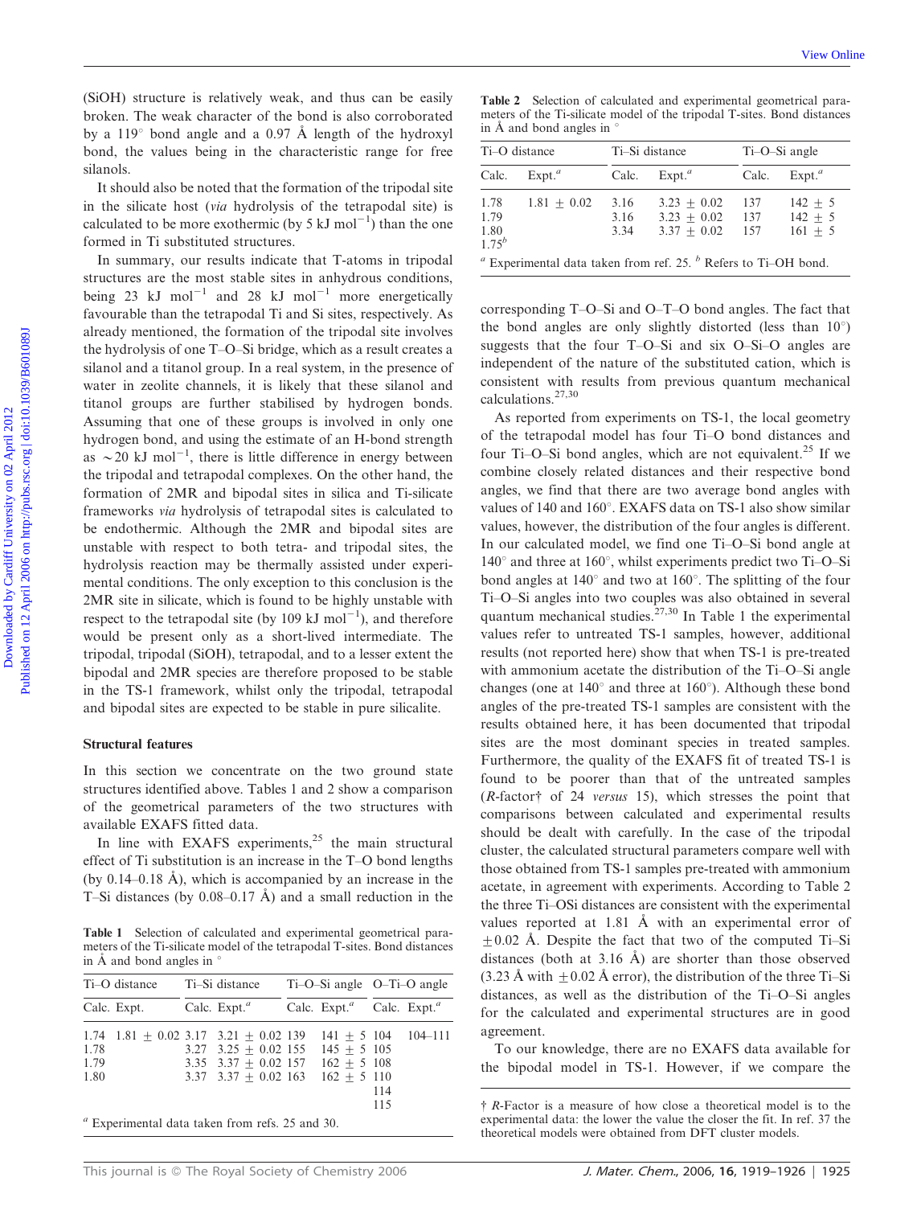(SiOH) structure is relatively weak, and thus can be easily broken. The weak character of the bond is also corroborated by a 119° bond angle and a 0.97 Å length of the hydroxyl bond, the values being in the characteristic range for free silanols.

It should also be noted that the formation of the tripodal site in the silicate host (*via* hydrolysis of the tetrapodal site) is calculated to be more exothermic (by 5 kJ mol$^{-1}$) than the one formed in Ti substituted structures.

In summary, our results indicate that T-atoms in tripodal structures are the most stable sites in anhydrous conditions, being 23 kJ mol$^{-1}$ and 28 kJ mol$^{-1}$ more energetically favourable than the tetrapodal Ti and Si sites, respectively. As already mentioned, the formation of the tripodal site involves the hydrolysis of one T–O–Si bridge, which as a result creates a silanol and a titanol group. In a real system, in the presence of water in zeolite channels, it is likely that these silanol and titanol groups are further stabilised by hydrogen bonds. Assuming that one of these groups is involved in only one hydrogen bond, and using the estimate of an H-bond strength as ~20 kJ mol$^{-1}$, there is little difference in energy between the tripodal and tetrapodal complexes. On the other hand, the formation of 2MR and bipodal sites in silica and Ti-silicate frameworks *via* hydrolysis of tetrapodal sites is calculated to be endothermic. Although the 2MR and bipodal sites are unstable with respect to both tetra- and tripodal sites, the hydrolysis reaction may be thermally assisted under experimental conditions. The only exception to this conclusion is the 2MR site in silicate, which is found to be highly unstable with respect to the tetrapodal site (by 109 kJ mol$^{-1}$), and therefore would be present only as a short-lived intermediate. The tripodal, tripodal (SiOH), tetrapodal, and to a lesser extent the bipodal and 2MR species are therefore proposed to be stable in the TS-1 framework, whilst only the tripodal, tetrapodal and bipodal sites are expected to be stable in pure silicalite.

### Structural features

In this section we concentrate on the two ground state structures identified above. Tables 1 and 2 show a comparison of the geometrical parameters of the two structures with available EXAFS fitted data.

In line with EXAFS experiments,[25] the main structural effect of Ti substitution is an increase in the T–O bond lengths (by 0.14–0.18 Å), which is accompanied by an increase in the T–Si distances (by 0.08–0.17 Å) and a small reduction in the corresponding T–O–Si and O–T–O bond angles. The fact that the bond angles are only slightly distorted (less than 10°) suggests that the four T–O–Si and six O–Si–O angles are independent of the nature of the substituted cation, which is consistent with results from previous quantum mechanical calculations.[27,30]

**Table 1** Selection of calculated and experimental geometrical parameters of the Ti-silicate model of the tetrapodal T-sites. Bond distances in Å and bond angles in °

| Ti–O distance | | Ti–Si distance | | Ti–O–Si angle | | O–Ti–O angle | |
|---|---|---|---|---|---|---|---|
| Calc. | Expt. | Calc. | Expt.[a] | Calc. | Expt.[a] | Calc. | Expt.[a] |
| 1.74 | 1.81 ± 0.02 | 3.17 | 3.21 ± 0.02 | 139 | 141 ± 5 | 104 | 104–111 |
| 1.78 | | 3.27 | 3.25 ± 0.02 | 155 | 145 ± 5 | 105 | |
| 1.79 | | 3.35 | 3.37 ± 0.02 | 157 | 162 ± 5 | 108 | |
| 1.80 | | 3.37 | 3.37 ± 0.02 | 163 | 162 ± 5 | 110 | |
| | | | | | | 114 | |
| | | | | | | 115 | |

[a] Experimental data taken from refs. 25 and 30.

**Table 2** Selection of calculated and experimental geometrical parameters of the Ti-silicate model of the tripodal T-sites. Bond distances in Å and bond angles in °

| Ti–O distance | | Ti–Si distance | | Ti–O–Si angle | |
|---|---|---|---|---|---|
| Calc. | Expt.[a] | Calc. | Expt.[a] | Calc. | Expt.[a] |
| 1.78 | 1.81 ± 0.02 | 3.16 | 3.23 ± 0.02 | 137 | 142 ± 5 |
| 1.79 | | 3.16 | 3.23 ± 0.02 | 137 | 142 ± 5 |
| 1.80 | | 3.34 | 3.37 ± 0.02 | 157 | 161 ± 5 |
| 1.75[b] | | | | | |

[a] Experimental data taken from ref. 25. [b] Refers to Ti–OH bond.

As reported from experiments on TS-1, the local geometry of the tetrapodal model has four Ti–O bond distances and four Ti–O–Si bond angles, which are not equivalent.[25] If we combine closely related distances and their respective bond angles, we find that there are two average bond angles with values of 140 and 160°. EXAFS data on TS-1 also show similar values, however, the distribution of the four angles is different. In our calculated model, we find one Ti–O–Si bond angle at 140° and three at 160°, whilst experiments predict two Ti–O–Si bond angles at 140° and two at 160°. The splitting of the four Ti–O–Si angles into two couples was also obtained in several quantum mechanical studies.[27,30] In Table 1 the experimental values refer to untreated TS-1 samples, however, additional results (not reported here) show that when TS-1 is pre-treated with ammonium acetate the distribution of the Ti–O–Si angle changes (one at 140° and three at 160°). Although these bond angles of the pre-treated TS-1 samples are consistent with the results obtained here, it has been documented that tripodal sites are the most dominant species in treated samples. Furthermore, the quality of the EXAFS fit of treated TS-1 is found to be poorer than that of the untreated samples (*R*-factor† of 24 *versus* 15), which stresses the point that comparisons between calculated and experimental results should be dealt with carefully. In the case of the tripodal cluster, the calculated structural parameters compare well with those obtained from TS-1 samples pre-treated with ammonium acetate, in agreement with experiments. According to Table 2 the three Ti–OSi distances are consistent with the experimental values reported at 1.81 Å with an experimental error of ±0.02 Å. Despite the fact that two of the computed Ti–Si distances (both at 3.16 Å) are shorter than those observed (3.23 Å with ±0.02 Å error), the distribution of the three Ti–Si distances, as well as the distribution of the Ti–O–Si angles for the calculated and experimental structures are in good agreement.

To our knowledge, there are no EXAFS data available for the bipodal model in TS-1. However, if we compare the

† *R*-Factor is a measure of how close a theoretical model is to the experimental data: the lower the value the closer the fit. In ref. 37 the theoretical models were obtained from DFT cluster models.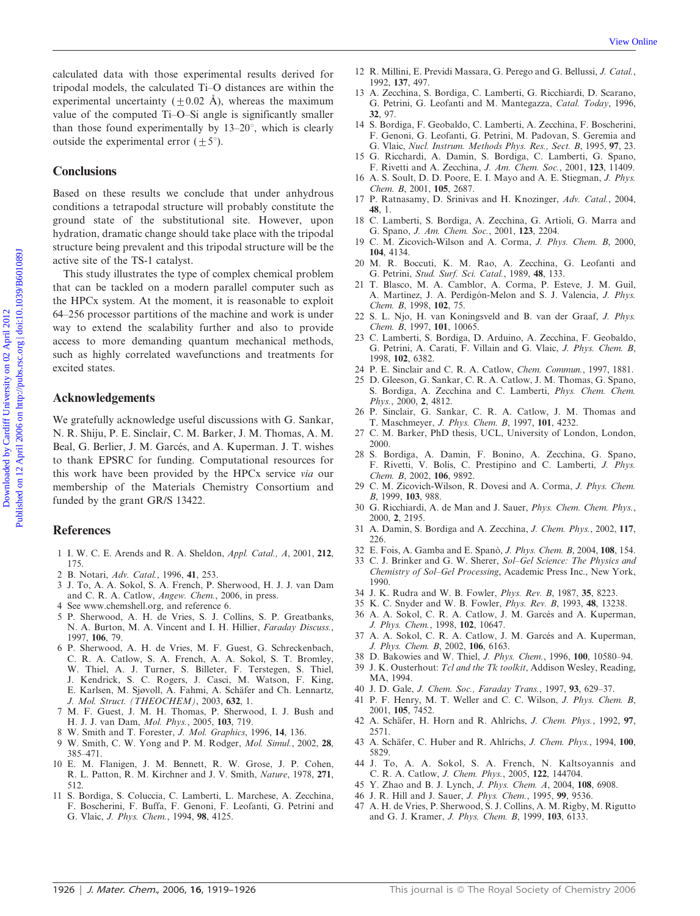calculated data with those experimental results derived for tripodal models, the calculated Ti–O distances are within the experimental uncertainty (±0.02 Å), whereas the maximum value of the computed Ti–O–Si angle is significantly smaller than those found experimentally by 13–20°, which is clearly outside the experimental error (±5°).

## Conclusions

Based on these results we conclude that under anhydrous conditions a tetrapodal structure will probably constitute the ground state of the substitutional site. However, upon hydration, dramatic change should take place with the tripodal structure being prevalent and this tripodal structure will be the active site of the TS-1 catalyst.

This study illustrates the type of complex chemical problem that can be tackled on a modern parallel computer such as the HPCx system. At the moment, it is reasonable to exploit 64–256 processor partitions of the machine and work is under way to extend the scalability further and also to provide access to more demanding quantum mechanical methods, such as highly correlated wavefunctions and treatments for excited states.

## Acknowledgements

We gratefully acknowledge useful discussions with G. Sankar, N. R. Shiju, P. E. Sinclair, C. M. Barker, J. M. Thomas, A. M. Beal, G. Berlier, J. M. Garcés, and A. Kuperman. J. T. wishes to thank EPSRC for funding. Computational resources for this work have been provided by the HPCx service *via* our membership of the Materials Chemistry Consortium and funded by the grant GR/S 13422.

## References

1. I. W. C. E. Arends and R. A. Sheldon, *Appl. Catal., A*, 2001, **212**, 175.
2. B. Notari, *Adv. Catal.*, 1996, **41**, 253.
3. J. To, A. A. Sokol, S. A. French, P. Sherwood, H. J. J. van Dam and C. R. A. Catlow, *Angew. Chem.*, 2006, in press.
4. See www.chemshell.org, and reference 6.
5. P. Sherwood, A. H. de Vries, S. J. Collins, S. P. Greatbanks, N. A. Burton, M. A. Vincent and I. H. Hillier, *Faraday Discuss.*, 1997, **106**, 79.
6. P. Sherwood, A. H. de Vries, M. F. Guest, G. Schreckenbach, C. R. A. Catlow, S. A. French, A. A. Sokol, S. T. Bromley, W. Thiel, A. J. Turner, S. Billeter, F. Terstegen, S. Thiel, J. Kendrick, S. C. Rogers, J. Casci, M. Watson, F. King, E. Karlsen, M. Sjøvoll, A. Fahmi, A. Schäfer and Ch. Lennartz, *J. Mol. Struct. (THEOCHEM)*, 2003, **632**, 1.
7. M. F. Guest, J. M. H. Thomas, P. Sherwood, I. J. Bush and H. J. J. van Dam, *Mol. Phys.*, 2005, **103**, 719.
8. W. Smith and T. Forester, *J. Mol. Graphics*, 1996, **14**, 136.
9. W. Smith, C. W. Yong and P. M. Rodger, *Mol. Simul.*, 2002, **28**, 385–471.
10. E. M. Flanigen, J. M. Bennett, R. W. Grose, J. P. Cohen, R. L. Patton, R. M. Kirchner and J. V. Smith, *Nature*, 1978, **271**, 512.
11. S. Bordiga, S. Coluccia, C. Lamberti, L. Marchese, A. Zecchina, F. Boscherini, F. Buffa, F. Genoni, G. Leofanti, G. Petrini and G. Vlaic, *J. Phys. Chem.*, 1994, **98**, 4125.
12. R. Millini, E. Previdi Massara, G. Perego and G. Bellussi, *J. Catal.*, 1992, **137**, 497.
13. A. Zecchina, S. Bordiga, C. Lamberti, G. Ricchiardi, D. Scarano, G. Petrini, G. Leofanti and M. Mantegazza, *Catal. Today*, 1996, **32**, 97.
14. S. Bordiga, F. Geobaldo, C. Lamberti, A. Zecchina, F. Boscherini, F. Genoni, G. Leofanti, G. Petrini, M. Padovan, S. Geremia and G. Vlaic, *Nucl. Instrum. Methods Phys. Res., Sect. B*, 1995, **97**, 23.
15. G. Ricchardi, A. Damin, S. Bordiga, C. Lamberti, G. Spano, F. Rivetti and A. Zecchina, *J. Am. Chem. Soc.*, 2001, **123**, 11409.
16. A. S. Soult, D. D. Poore, E. I. Mayo and A. E. Stiegman, *J. Phys. Chem. B*, 2001, **105**, 2687.
17. P. Ratnasamy, D. Srinivas and H. Knozinger, *Adv. Catal.*, 2004, **48**, 1.
18. C. Lamberti, S. Bordiga, A. Zecchina, G. Artioli, G. Marra and G. Spano, *J. Am. Chem. Soc.*, 2001, **123**, 2204.
19. C. M. Zicovich-Wilson and A. Corma, *J. Phys. Chem. B*, 2000, **104**, 4134.
20. M. R. Boccuti, K. M. Rao, A. Zecchina, G. Leofanti and G. Petrini, *Stud. Surf. Sci. Catal.*, 1989, **48**, 133.
21. T. Blasco, M. A. Camblor, A. Corma, P. Esteve, J. M. Guil, A. Martinez, J. A. Perdigón-Melon and S. J. Valencia, *J. Phys. Chem. B*, 1998, **102**, 75.
22. S. L. Njo, H. van Koningsveld and B. van der Graaf, *J. Phys. Chem. B*, 1997, **101**, 10065.
23. C. Lamberti, S. Bordiga, D. Arduino, A. Zecchina, F. Geobaldo, G. Petrini, A. Carati, F. Villain and G. Vlaic, *J. Phys. Chem. B*, 1998, **102**, 6382.
24. P. E. Sinclair and C. R. A. Catlow, *Chem. Commun.*, 1997, 1881.
25. D. Gleeson, G. Sankar, C. R. A. Catlow, J. M. Thomas, G. Spano, S. Bordiga, A. Zecchina and C. Lamberti, *Phys. Chem. Chem. Phys.*, 2000, **2**, 4812.
26. P. Sinclair, G. Sankar, C. R. A. Catlow, J. M. Thomas and T. Maschmeyer, *J. Phys. Chem. B*, 1997, **101**, 4232.
27. C. M. Barker, PhD thesis, UCL, University of London, London, 2000.
28. S. Bordiga, A. Damin, F. Bonino, A. Zecchina, G. Spano, F. Rivetti, V. Bolis, C. Prestipino and C. Lamberti, *J. Phys. Chem. B*, 2002, **106**, 9892.
29. C. M. Zicovich-Wilson, R. Dovesi and A. Corma, *J. Phys. Chem. B*, 1999, **103**, 988.
30. G. Ricchiardi, A. de Man and J. Sauer, *Phys. Chem. Chem. Phys.*, 2000, **2**, 2195.
31. A. Damin, S. Bordiga and A. Zecchina, *J. Chem. Phys.*, 2002, **117**, 226.
32. E. Fois, A. Gamba and E. Spanò, *J. Phys. Chem. B*, 2004, **108**, 154.
33. C. J. Brinker and G. W. Sherer, *Sol–Gel Science: The Physics and Chemistry of Sol–Gel Processing*, Academic Press Inc., New York, 1990.
34. J. K. Rudra and W. B. Fowler, *Phys. Rev. B*, 1987, **35**, 8223.
35. K. C. Snyder and W. B. Fowler, *Phys. Rev. B*, 1993, **48**, 13238.
36. A. A. Sokol, C. R. A. Catlow, J. M. Garcés and A. Kuperman, *J. Phys. Chem.*, 1998, **102**, 10647.
37. A. A. Sokol, C. R. A. Catlow, J. M. Garcés and A. Kuperman, *J. Phys. Chem. B*, 2002, **106**, 6163.
38. D. Bakowies and W. Thiel, *J. Phys. Chem.*, 1996, **100**, 10580–94.
39. J. K. Ousterhout: *Tcl and the Tk toolkit*, Addison Wesley, Reading, MA, 1994.
40. J. D. Gale, *J. Chem. Soc., Faraday Trans.*, 1997, **93**, 629–37.
41. P. F. Henry, M. T. Weller and C. C. Wilson, *J. Phys. Chem. B*, 2001, **105**, 7452.
42. A. Schäfer, H. Horn and R. Ahlrichs, *J. Chem. Phys.*, 1992, **97**, 2571.
43. A. Schäfer, C. Huber and R. Ahlrichs, *J. Chem. Phys.*, 1994, **100**, 5829.
44. J. To, A. A. Sokol, S. A. French, N. Kaltsoyannis and C. R. A. Catlow, *J. Chem. Phys.*, 2005, **122**, 144704.
45. Y. Zhao and B. J. Lynch, *J. Phys. Chem. A*, 2004, **108**, 6908.
46. J. R. Hill and J. Sauer, *J. Phys. Chem.*, 1995, **99**, 9536.
47. A. H. de Vries, P. Sherwood, S. J. Collins, A. M. Rigby, M. Rigutto and G. J. Kramer, *J. Phys. Chem. B*, 1999, **103**, 6133.